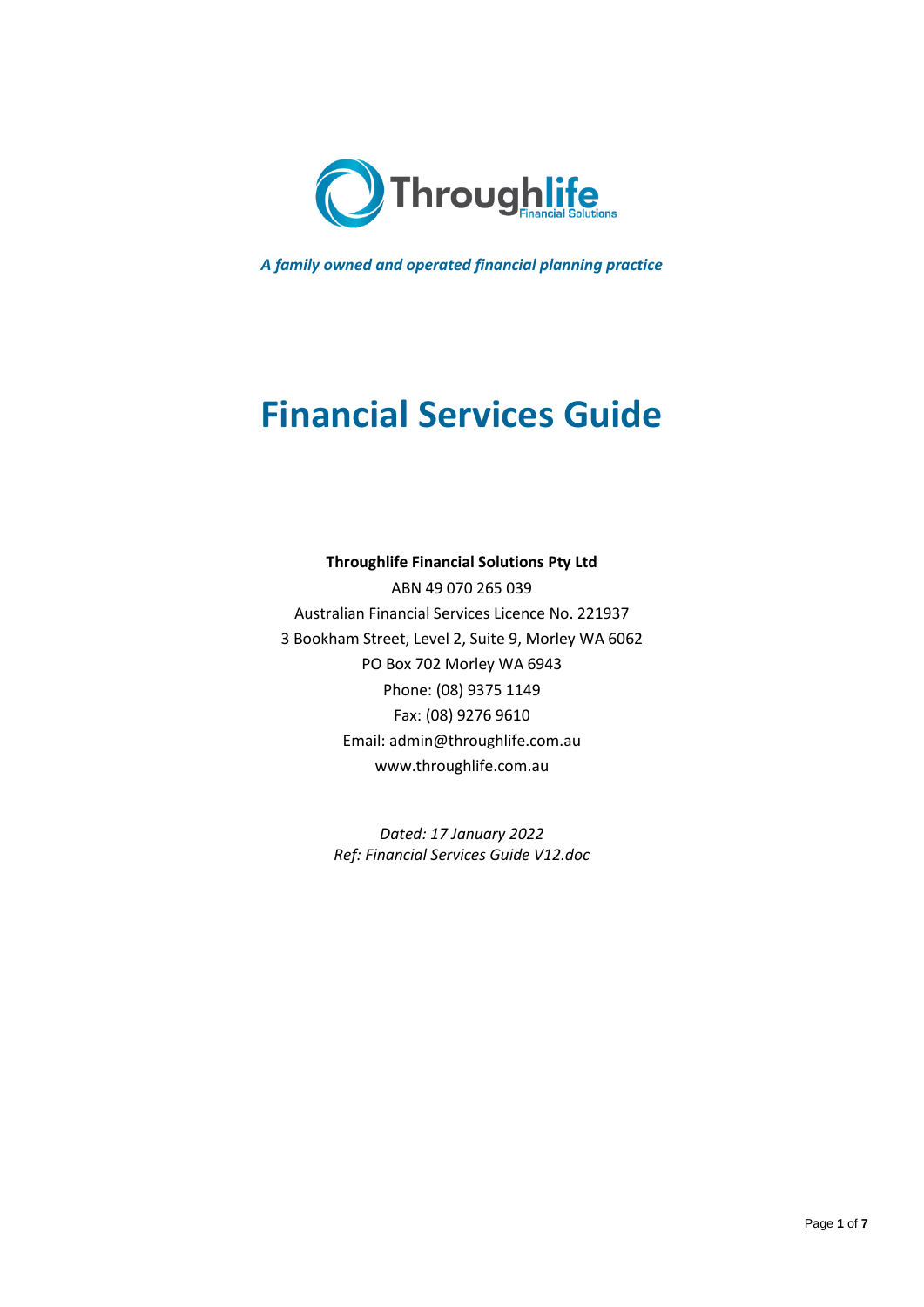Throughlife Financial Solutions

*A family owned and operated financial planning practice*

# Financial Services Guide

**Throughlife Financial Solutions Pty Ltd**

ABN 49 070 265 039

Australian Financial Services Licence No. 221937

3 Bookham Street, Level 2, Suite 9, Morley WA 6062

PO Box 702 Morley WA 6943

Phone: (08) 9375 1149

Fax: (08) 9276 9610

Email: admin@throughlife.com.au

www.throughlife.com.au

*Dated: 17 January 2022*

*Ref: Financial Services Guide V12.doc*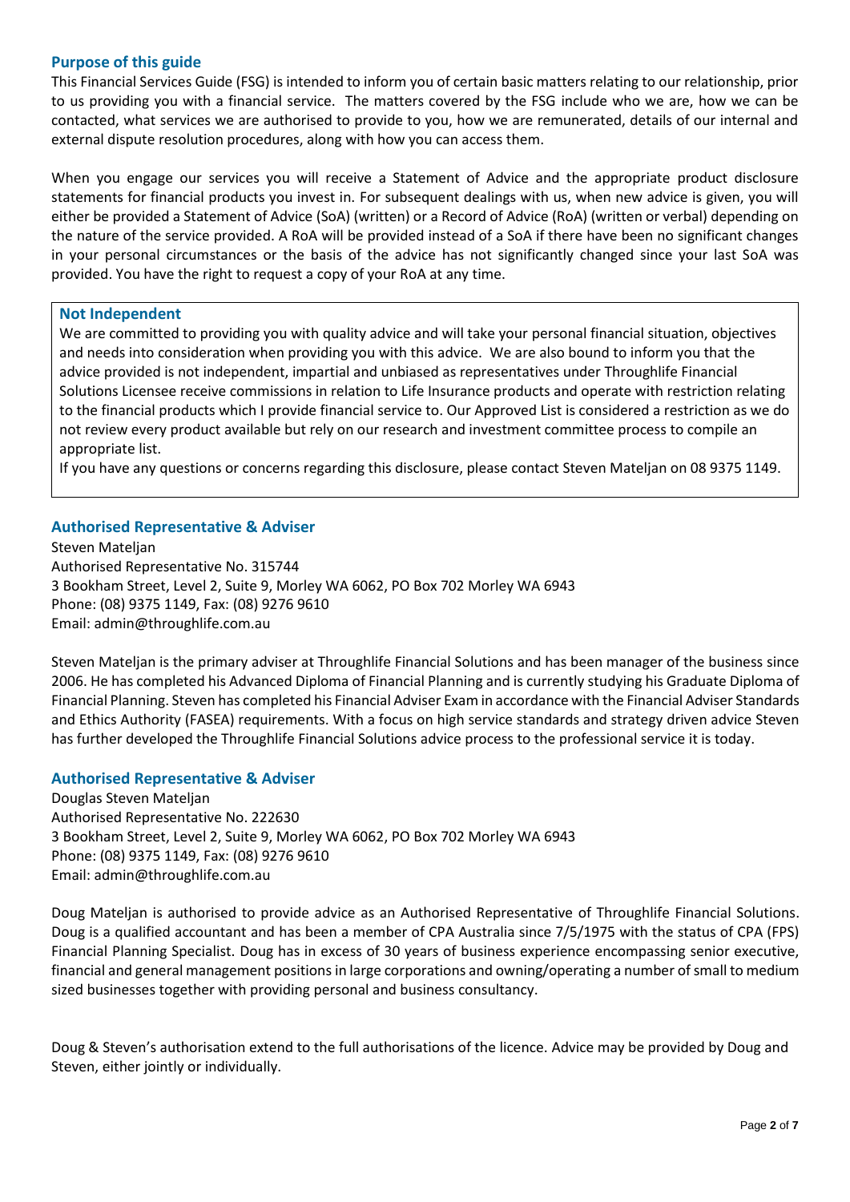## Purpose of this guide

This Financial Services Guide (FSG) is intended to inform you of certain basic matters relating to our relationship, prior to us providing you with a financial service. The matters covered by the FSG include who we are, how we can be contacted, what services we are authorised to provide to you, how we are remunerated, details of our internal and external dispute resolution procedures, along with how you can access them.

When you engage our services you will receive a Statement of Advice and the appropriate product disclosure statements for financial products you invest in. For subsequent dealings with us, when new advice is given, you will either be provided a Statement of Advice (SoA) (written) or a Record of Advice (RoA) (written or verbal) depending on the nature of the service provided. A RoA will be provided instead of a SoA if there have been no significant changes in your personal circumstances or the basis of the advice has not significantly changed since your last SoA was provided. You have the right to request a copy of your RoA at any time.

### Not Independent

We are committed to providing you with quality advice and will take your personal financial situation, objectives and needs into consideration when providing you with this advice. We are also bound to inform you that the advice provided is not independent, impartial and unbiased as representatives under Throughlife Financial Solutions Licensee receive commissions in relation to Life Insurance products and operate with restriction relating to the financial products which I provide financial service to. Our Approved List is considered a restriction as we do not review every product available but rely on our research and investment committee process to compile an appropriate list.

If you have any questions or concerns regarding this disclosure, please contact Steven Mateljan on 08 9375 1149.

## Authorised Representative & Adviser

Steven Mateljan
Authorised Representative No. 315744
3 Bookham Street, Level 2, Suite 9, Morley WA 6062, PO Box 702 Morley WA 6943
Phone: (08) 9375 1149, Fax: (08) 9276 9610
Email: admin@throughlife.com.au

Steven Mateljan is the primary adviser at Throughlife Financial Solutions and has been manager of the business since 2006. He has completed his Advanced Diploma of Financial Planning and is currently studying his Graduate Diploma of Financial Planning. Steven has completed his Financial Adviser Exam in accordance with the Financial Adviser Standards and Ethics Authority (FASEA) requirements. With a focus on high service standards and strategy driven advice Steven has further developed the Throughlife Financial Solutions advice process to the professional service it is today.

## Authorised Representative & Adviser

Douglas Steven Mateljan
Authorised Representative No. 222630
3 Bookham Street, Level 2, Suite 9, Morley WA 6062, PO Box 702 Morley WA 6943
Phone: (08) 9375 1149, Fax: (08) 9276 9610
Email: admin@throughlife.com.au

Doug Mateljan is authorised to provide advice as an Authorised Representative of Throughlife Financial Solutions. Doug is a qualified accountant and has been a member of CPA Australia since 7/5/1975 with the status of CPA (FPS) Financial Planning Specialist. Doug has in excess of 30 years of business experience encompassing senior executive, financial and general management positions in large corporations and owning/operating a number of small to medium sized businesses together with providing personal and business consultancy.

Doug & Steven's authorisation extend to the full authorisations of the licence. Advice may be provided by Doug and Steven, either jointly or individually.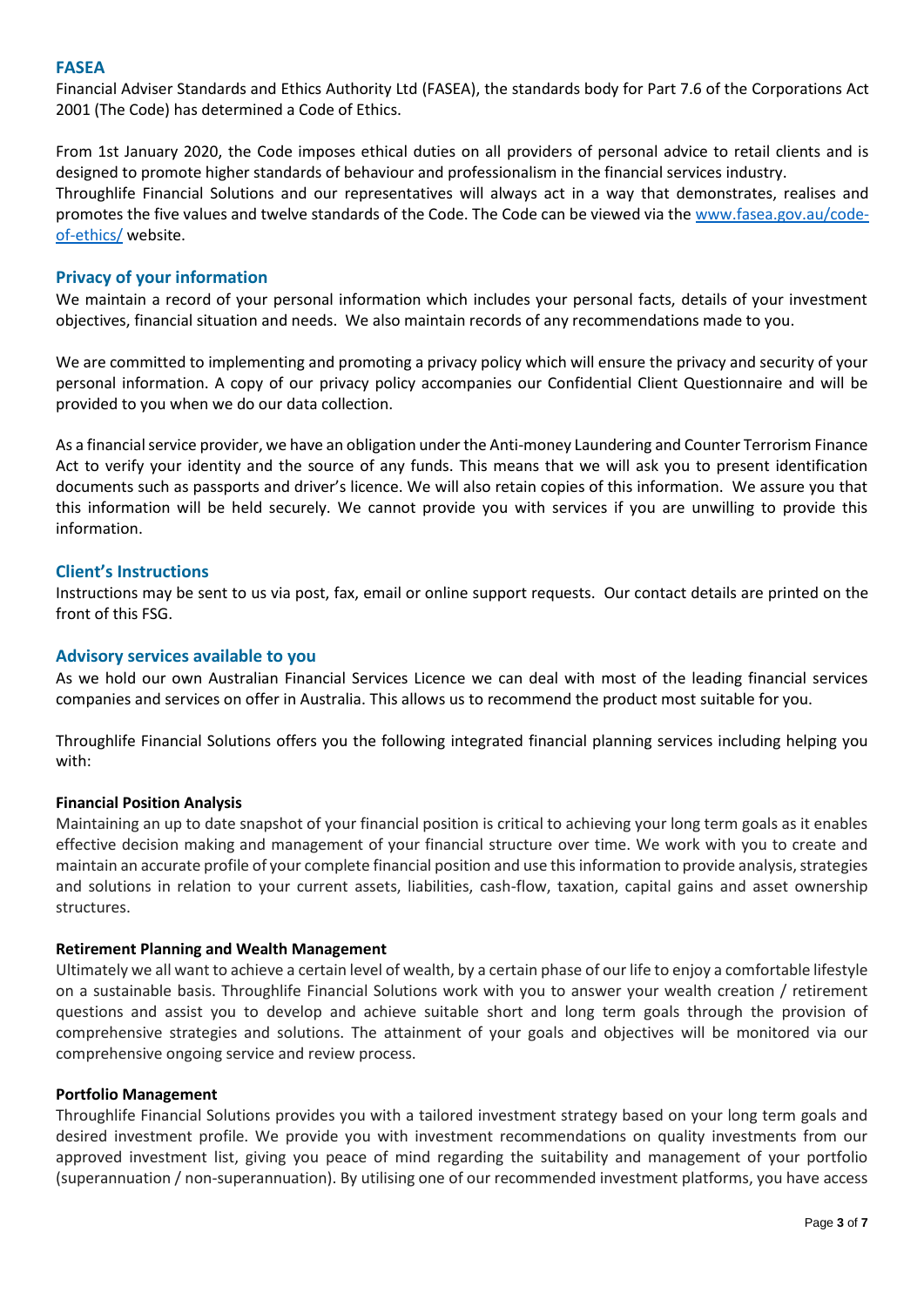## FASEA

Financial Adviser Standards and Ethics Authority Ltd (FASEA), the standards body for Part 7.6 of the Corporations Act 2001 (The Code) has determined a Code of Ethics.

From 1st January 2020, the Code imposes ethical duties on all providers of personal advice to retail clients and is designed to promote higher standards of behaviour and professionalism in the financial services industry.
Throughlife Financial Solutions and our representatives will always act in a way that demonstrates, realises and promotes the five values and twelve standards of the Code. The Code can be viewed via the [www.fasea.gov.au/code-of-ethics/](www.fasea.gov.au/code-of-ethics/) website.

## Privacy of your information

We maintain a record of your personal information which includes your personal facts, details of your investment objectives, financial situation and needs. We also maintain records of any recommendations made to you.

We are committed to implementing and promoting a privacy policy which will ensure the privacy and security of your personal information. A copy of our privacy policy accompanies our Confidential Client Questionnaire and will be provided to you when we do our data collection.

As a financial service provider, we have an obligation under the Anti-money Laundering and Counter Terrorism Finance Act to verify your identity and the source of any funds. This means that we will ask you to present identification documents such as passports and driver's licence. We will also retain copies of this information. We assure you that this information will be held securely. We cannot provide you with services if you are unwilling to provide this information.

## Client's Instructions

Instructions may be sent to us via post, fax, email or online support requests. Our contact details are printed on the front of this FSG.

## Advisory services available to you

As we hold our own Australian Financial Services Licence we can deal with most of the leading financial services companies and services on offer in Australia. This allows us to recommend the product most suitable for you.

Throughlife Financial Solutions offers you the following integrated financial planning services including helping you with:

### Financial Position Analysis

Maintaining an up to date snapshot of your financial position is critical to achieving your long term goals as it enables effective decision making and management of your financial structure over time. We work with you to create and maintain an accurate profile of your complete financial position and use this information to provide analysis, strategies and solutions in relation to your current assets, liabilities, cash-flow, taxation, capital gains and asset ownership structures.

### Retirement Planning and Wealth Management

Ultimately we all want to achieve a certain level of wealth, by a certain phase of our life to enjoy a comfortable lifestyle on a sustainable basis. Throughlife Financial Solutions work with you to answer your wealth creation / retirement questions and assist you to develop and achieve suitable short and long term goals through the provision of comprehensive strategies and solutions. The attainment of your goals and objectives will be monitored via our comprehensive ongoing service and review process.

### Portfolio Management

Throughlife Financial Solutions provides you with a tailored investment strategy based on your long term goals and desired investment profile. We provide you with investment recommendations on quality investments from our approved investment list, giving you peace of mind regarding the suitability and management of your portfolio (superannuation / non-superannuation). By utilising one of our recommended investment platforms, you have access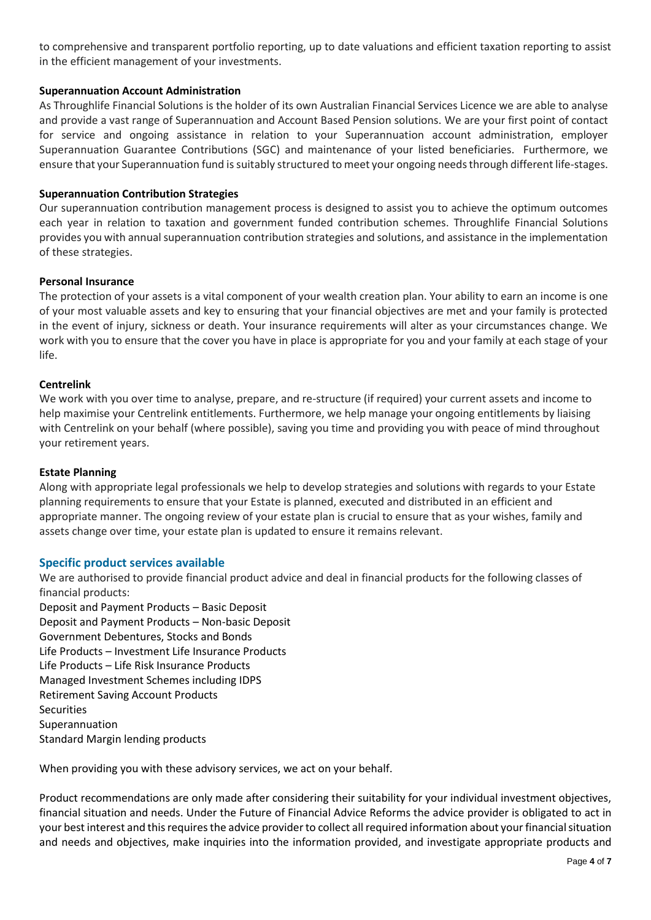to comprehensive and transparent portfolio reporting, up to date valuations and efficient taxation reporting to assist in the efficient management of your investments.

**Superannuation Account Administration**

As Throughlife Financial Solutions is the holder of its own Australian Financial Services Licence we are able to analyse and provide a vast range of Superannuation and Account Based Pension solutions. We are your first point of contact for service and ongoing assistance in relation to your Superannuation account administration, employer Superannuation Guarantee Contributions (SGC) and maintenance of your listed beneficiaries. Furthermore, we ensure that your Superannuation fund is suitably structured to meet your ongoing needs through different life-stages.

**Superannuation Contribution Strategies**

Our superannuation contribution management process is designed to assist you to achieve the optimum outcomes each year in relation to taxation and government funded contribution schemes. Throughlife Financial Solutions provides you with annual superannuation contribution strategies and solutions, and assistance in the implementation of these strategies.

**Personal Insurance**

The protection of your assets is a vital component of your wealth creation plan. Your ability to earn an income is one of your most valuable assets and key to ensuring that your financial objectives are met and your family is protected in the event of injury, sickness or death. Your insurance requirements will alter as your circumstances change. We work with you to ensure that the cover you have in place is appropriate for you and your family at each stage of your life.

**Centrelink**

We work with you over time to analyse, prepare, and re-structure (if required) your current assets and income to help maximise your Centrelink entitlements. Furthermore, we help manage your ongoing entitlements by liaising with Centrelink on your behalf (where possible), saving you time and providing you with peace of mind throughout your retirement years.

**Estate Planning**

Along with appropriate legal professionals we help to develop strategies and solutions with regards to your Estate planning requirements to ensure that your Estate is planned, executed and distributed in an efficient and appropriate manner. The ongoing review of your estate plan is crucial to ensure that as your wishes, family and assets change over time, your estate plan is updated to ensure it remains relevant.

## Specific product services available

We are authorised to provide financial product advice and deal in financial products for the following classes of financial products:

Deposit and Payment Products – Basic Deposit
Deposit and Payment Products – Non-basic Deposit
Government Debentures, Stocks and Bonds
Life Products – Investment Life Insurance Products
Life Products – Life Risk Insurance Products
Managed Investment Schemes including IDPS
Retirement Saving Account Products
Securities
Superannuation
Standard Margin lending products

When providing you with these advisory services, we act on your behalf.

Product recommendations are only made after considering their suitability for your individual investment objectives, financial situation and needs. Under the Future of Financial Advice Reforms the advice provider is obligated to act in your best interest and this requires the advice provider to collect all required information about your financial situation and needs and objectives, make inquiries into the information provided, and investigate appropriate products and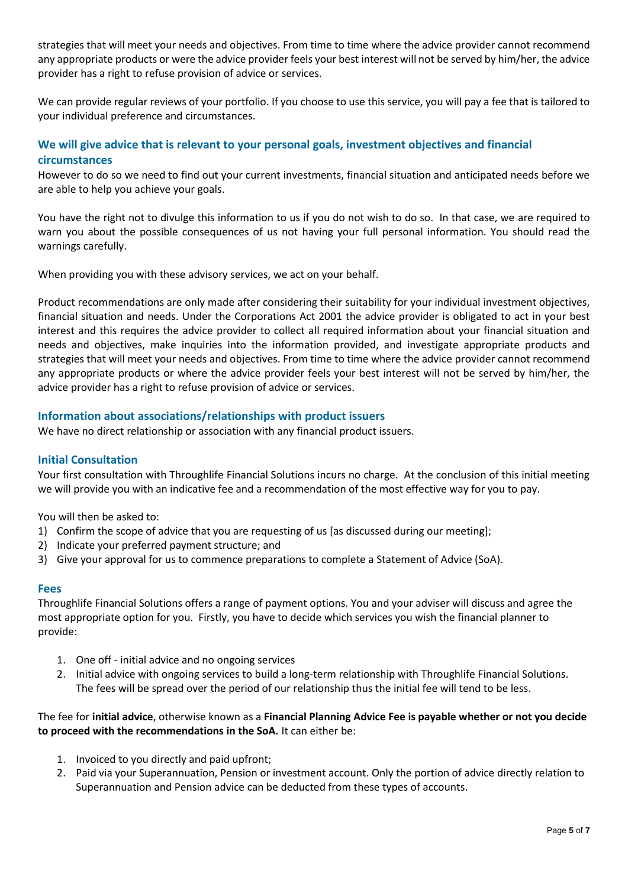strategies that will meet your needs and objectives. From time to time where the advice provider cannot recommend any appropriate products or were the advice provider feels your best interest will not be served by him/her, the advice provider has a right to refuse provision of advice or services.

We can provide regular reviews of your portfolio. If you choose to use this service, you will pay a fee that is tailored to your individual preference and circumstances.

### We will give advice that is relevant to your personal goals, investment objectives and financial circumstances

However to do so we need to find out your current investments, financial situation and anticipated needs before we are able to help you achieve your goals.

You have the right not to divulge this information to us if you do not wish to do so. In that case, we are required to warn you about the possible consequences of us not having your full personal information. You should read the warnings carefully.

When providing you with these advisory services, we act on your behalf.

Product recommendations are only made after considering their suitability for your individual investment objectives, financial situation and needs. Under the Corporations Act 2001 the advice provider is obligated to act in your best interest and this requires the advice provider to collect all required information about your financial situation and needs and objectives, make inquiries into the information provided, and investigate appropriate products and strategies that will meet your needs and objectives. From time to time where the advice provider cannot recommend any appropriate products or where the advice provider feels your best interest will not be served by him/her, the advice provider has a right to refuse provision of advice or services.

### Information about associations/relationships with product issuers

We have no direct relationship or association with any financial product issuers.

### Initial Consultation

Your first consultation with Throughlife Financial Solutions incurs no charge. At the conclusion of this initial meeting we will provide you with an indicative fee and a recommendation of the most effective way for you to pay.

You will then be asked to:

1) Confirm the scope of advice that you are requesting of us [as discussed during our meeting];
2) Indicate your preferred payment structure; and
3) Give your approval for us to commence preparations to complete a Statement of Advice (SoA).

### Fees

Throughlife Financial Solutions offers a range of payment options. You and your adviser will discuss and agree the most appropriate option for you. Firstly, you have to decide which services you wish the financial planner to provide:

1. One off - initial advice and no ongoing services
2. Initial advice with ongoing services to build a long-term relationship with Throughlife Financial Solutions. The fees will be spread over the period of our relationship thus the initial fee will tend to be less.

The fee for **initial advice**, otherwise known as a **Financial Planning Advice Fee is payable whether or not you decide to proceed with the recommendations in the SoA.** It can either be:

1. Invoiced to you directly and paid upfront;
2. Paid via your Superannuation, Pension or investment account. Only the portion of advice directly relation to Superannuation and Pension advice can be deducted from these types of accounts.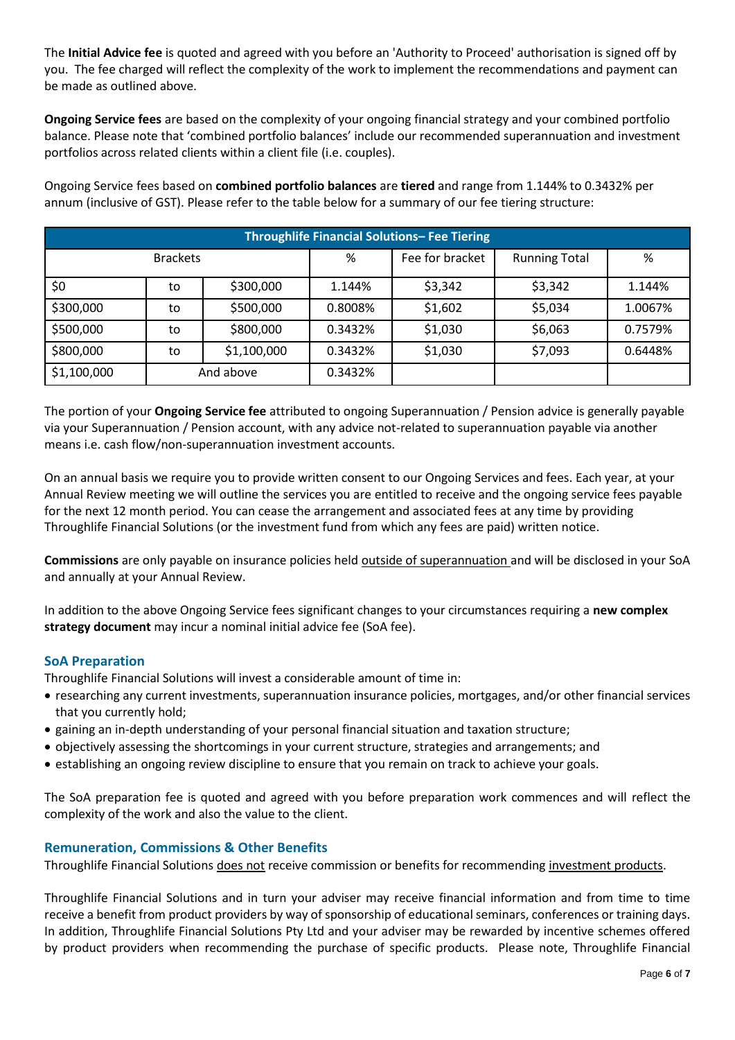The **Initial Advice fee** is quoted and agreed with you before an 'Authority to Proceed' authorisation is signed off by you. The fee charged will reflect the complexity of the work to implement the recommendations and payment can be made as outlined above.

**Ongoing Service fees** are based on the complexity of your ongoing financial strategy and your combined portfolio balance. Please note that 'combined portfolio balances' include our recommended superannuation and investment portfolios across related clients within a client file (i.e. couples).

Ongoing Service fees based on **combined portfolio balances** are **tiered** and range from 1.144% to 0.3432% per annum (inclusive of GST). Please refer to the table below for a summary of our fee tiering structure:

| Throughlife Financial Solutions– Fee Tiering | | | | | | |
|---|---|---|---|---|---|---|
| Brackets | | | % | Fee for bracket | Running Total | % |
| $0 | to | $300,000 | 1.144% | $3,342 | $3,342 | 1.144% |
| $300,000 | to | $500,000 | 0.8008% | $1,602 | $5,034 | 1.0067% |
| $500,000 | to | $800,000 | 0.3432% | $1,030 | $6,063 | 0.7579% |
| $800,000 | to | $1,100,000 | 0.3432% | $1,030 | $7,093 | 0.6448% |
| $1,100,000 | And above | | 0.3432% | | | |

The portion of your **Ongoing Service fee** attributed to ongoing Superannuation / Pension advice is generally payable via your Superannuation / Pension account, with any advice not-related to superannuation payable via another means i.e. cash flow/non-superannuation investment accounts.

On an annual basis we require you to provide written consent to our Ongoing Services and fees. Each year, at your Annual Review meeting we will outline the services you are entitled to receive and the ongoing service fees payable for the next 12 month period. You can cease the arrangement and associated fees at any time by providing Throughlife Financial Solutions (or the investment fund from which any fees are paid) written notice.

**Commissions** are only payable on insurance policies held outside of superannuation and will be disclosed in your SoA and annually at your Annual Review.

In addition to the above Ongoing Service fees significant changes to your circumstances requiring a **new complex strategy document** may incur a nominal initial advice fee (SoA fee).

### SoA Preparation

Throughlife Financial Solutions will invest a considerable amount of time in:

- researching any current investments, superannuation insurance policies, mortgages, and/or other financial services that you currently hold;
- gaining an in-depth understanding of your personal financial situation and taxation structure;
- objectively assessing the shortcomings in your current structure, strategies and arrangements; and
- establishing an ongoing review discipline to ensure that you remain on track to achieve your goals.

The SoA preparation fee is quoted and agreed with you before preparation work commences and will reflect the complexity of the work and also the value to the client.

### Remuneration, Commissions & Other Benefits

Throughlife Financial Solutions does not receive commission or benefits for recommending investment products.

Throughlife Financial Solutions and in turn your adviser may receive financial information and from time to time receive a benefit from product providers by way of sponsorship of educational seminars, conferences or training days. In addition, Throughlife Financial Solutions Pty Ltd and your adviser may be rewarded by incentive schemes offered by product providers when recommending the purchase of specific products. Please note, Throughlife Financial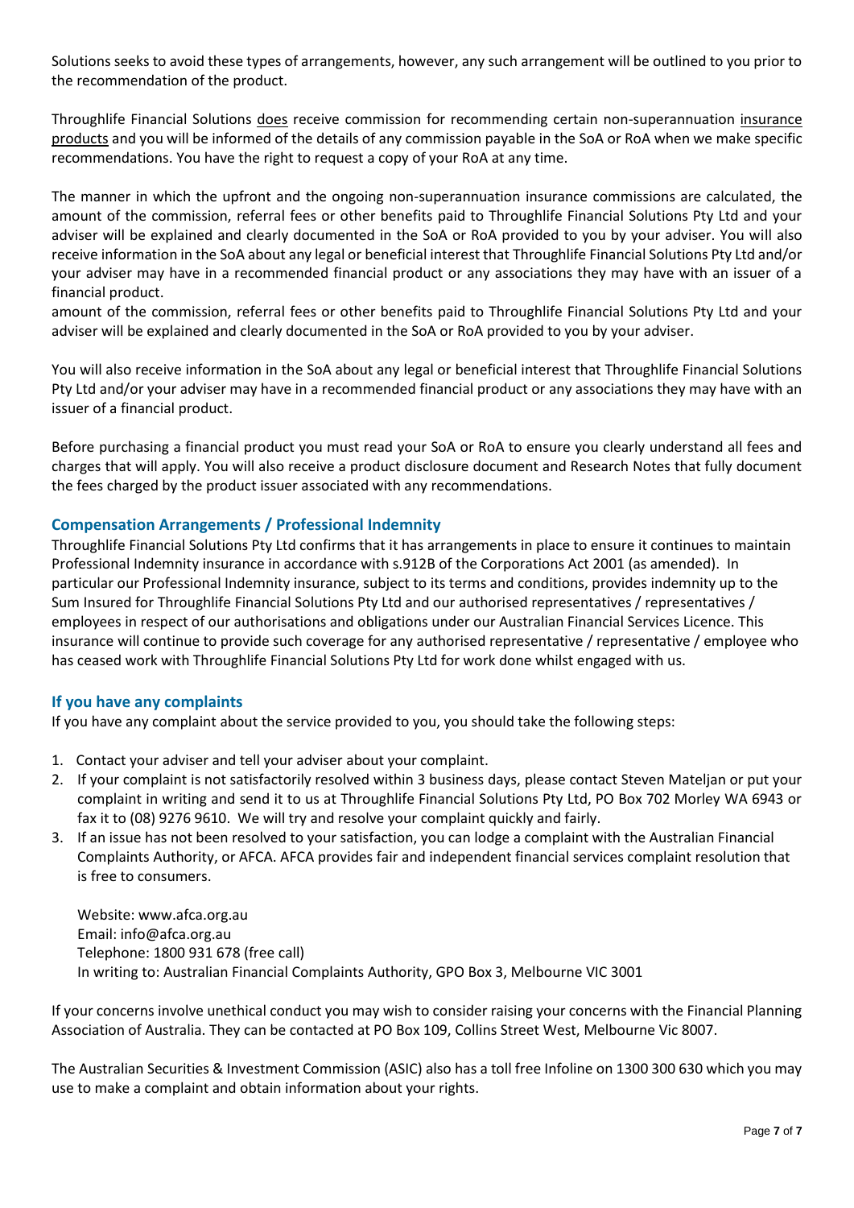Solutions seeks to avoid these types of arrangements, however, any such arrangement will be outlined to you prior to the recommendation of the product.

Throughlife Financial Solutions does receive commission for recommending certain non-superannuation insurance products and you will be informed of the details of any commission payable in the SoA or RoA when we make specific recommendations. You have the right to request a copy of your RoA at any time.

The manner in which the upfront and the ongoing non-superannuation insurance commissions are calculated, the amount of the commission, referral fees or other benefits paid to Throughlife Financial Solutions Pty Ltd and your adviser will be explained and clearly documented in the SoA or RoA provided to you by your adviser. You will also receive information in the SoA about any legal or beneficial interest that Throughlife Financial Solutions Pty Ltd and/or your adviser may have in a recommended financial product or any associations they may have with an issuer of a financial product.
amount of the commission, referral fees or other benefits paid to Throughlife Financial Solutions Pty Ltd and your adviser will be explained and clearly documented in the SoA or RoA provided to you by your adviser.

You will also receive information in the SoA about any legal or beneficial interest that Throughlife Financial Solutions Pty Ltd and/or your adviser may have in a recommended financial product or any associations they may have with an issuer of a financial product.

Before purchasing a financial product you must read your SoA or RoA to ensure you clearly understand all fees and charges that will apply. You will also receive a product disclosure document and Research Notes that fully document the fees charged by the product issuer associated with any recommendations.

## Compensation Arrangements / Professional Indemnity

Throughlife Financial Solutions Pty Ltd confirms that it has arrangements in place to ensure it continues to maintain Professional Indemnity insurance in accordance with s.912B of the Corporations Act 2001 (as amended). In particular our Professional Indemnity insurance, subject to its terms and conditions, provides indemnity up to the Sum Insured for Throughlife Financial Solutions Pty Ltd and our authorised representatives / representatives / employees in respect of our authorisations and obligations under our Australian Financial Services Licence. This insurance will continue to provide such coverage for any authorised representative / representative / employee who has ceased work with Throughlife Financial Solutions Pty Ltd for work done whilst engaged with us.

## If you have any complaints

If you have any complaint about the service provided to you, you should take the following steps:

1. Contact your adviser and tell your adviser about your complaint.
2. If your complaint is not satisfactorily resolved within 3 business days, please contact Steven Mateljan or put your complaint in writing and send it to us at Throughlife Financial Solutions Pty Ltd, PO Box 702 Morley WA 6943 or fax it to (08) 9276 9610. We will try and resolve your complaint quickly and fairly.
3. If an issue has not been resolved to your satisfaction, you can lodge a complaint with the Australian Financial Complaints Authority, or AFCA. AFCA provides fair and independent financial services complaint resolution that is free to consumers.

   Website: www.afca.org.au
   Email: info@afca.org.au
   Telephone: 1800 931 678 (free call)
   In writing to: Australian Financial Complaints Authority, GPO Box 3, Melbourne VIC 3001

If your concerns involve unethical conduct you may wish to consider raising your concerns with the Financial Planning Association of Australia. They can be contacted at PO Box 109, Collins Street West, Melbourne Vic 8007.

The Australian Securities & Investment Commission (ASIC) also has a toll free Infoline on 1300 300 630 which you may use to make a complaint and obtain information about your rights.